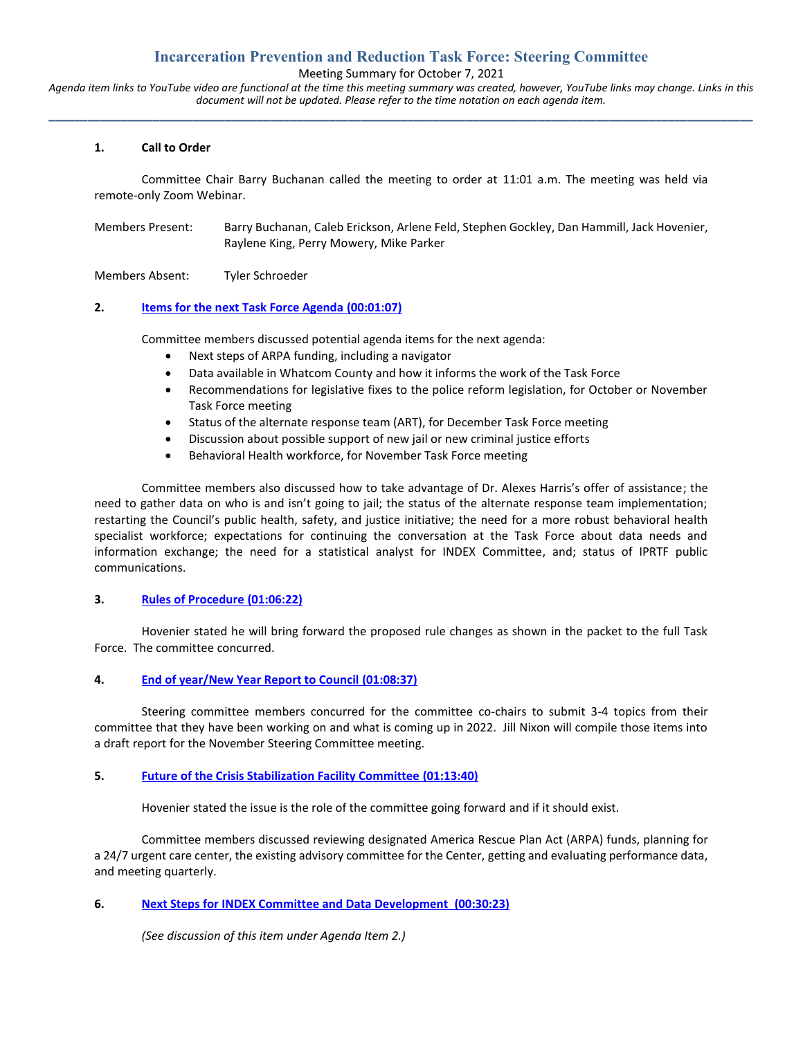# Incarceration Prevention and Reduction Task Force: Steering Committee

Meeting Summary for October 7, 2021

*Agenda item links to YouTube video are functional at the time this meeting summary was created, however, YouTube links may change. Links in this document will not be updated. Please refer to the time notation on each agenda item.*

---

**1. Call to Order**

Committee Chair Barry Buchanan called the meeting to order at 11:01 a.m. The meeting was held via remote-only Zoom Webinar.

Members Present: Barry Buchanan, Caleb Erickson, Arlene Feld, Stephen Gockley, Dan Hammill, Jack Hovenier, Raylene King, Perry Mowery, Mike Parker

Members Absent: Tyler Schroeder

**2. Items for the next Task Force Agenda (00:01:07)**

Committee members discussed potential agenda items for the next agenda:

- Next steps of ARPA funding, including a navigator
- Data available in Whatcom County and how it informs the work of the Task Force
- Recommendations for legislative fixes to the police reform legislation, for October or November Task Force meeting
- Status of the alternate response team (ART), for December Task Force meeting
- Discussion about possible support of new jail or new criminal justice efforts
- Behavioral Health workforce, for November Task Force meeting

Committee members also discussed how to take advantage of Dr. Alexes Harris's offer of assistance; the need to gather data on who is and isn't going to jail; the status of the alternate response team implementation; restarting the Council's public health, safety, and justice initiative; the need for a more robust behavioral health specialist workforce; expectations for continuing the conversation at the Task Force about data needs and information exchange; the need for a statistical analyst for INDEX Committee, and; status of IPRTF public communications.

**3. Rules of Procedure (01:06:22)**

Hovenier stated he will bring forward the proposed rule changes as shown in the packet to the full Task Force. The committee concurred.

**4. End of year/New Year Report to Council (01:08:37)**

Steering committee members concurred for the committee co-chairs to submit 3-4 topics from their committee that they have been working on and what is coming up in 2022. Jill Nixon will compile those items into a draft report for the November Steering Committee meeting.

**5. Future of the Crisis Stabilization Facility Committee (01:13:40)**

Hovenier stated the issue is the role of the committee going forward and if it should exist.

Committee members discussed reviewing designated America Rescue Plan Act (ARPA) funds, planning for a 24/7 urgent care center, the existing advisory committee for the Center, getting and evaluating performance data, and meeting quarterly.

**6. Next Steps for INDEX Committee and Data Development (00:30:23)**

*(See discussion of this item under Agenda Item 2.)*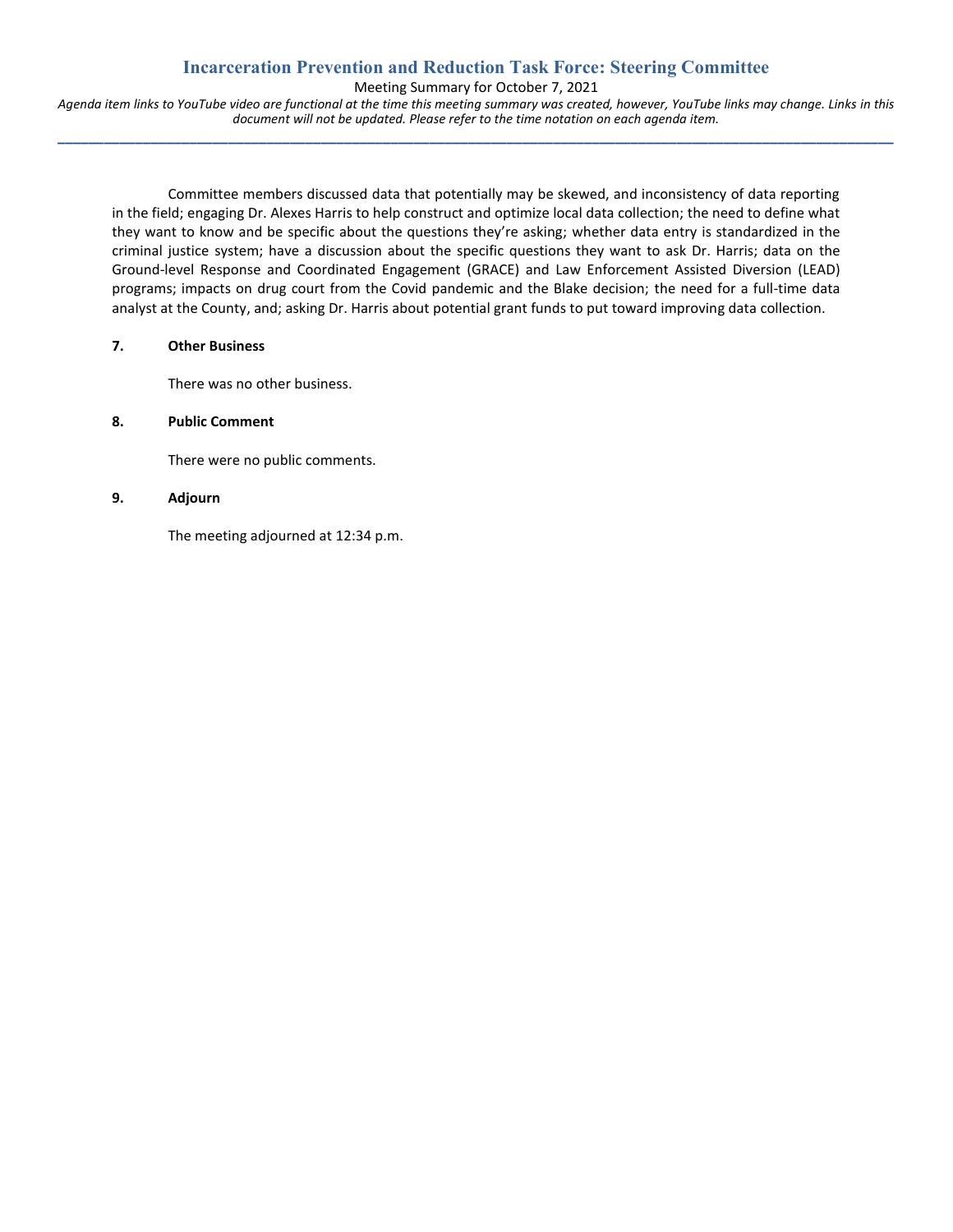Committee members discussed data that potentially may be skewed, and inconsistency of data reporting in the field; engaging Dr. Alexes Harris to help construct and optimize local data collection; the need to define what they want to know and be specific about the questions they're asking; whether data entry is standardized in the criminal justice system; have a discussion about the specific questions they want to ask Dr. Harris; data on the Ground-level Response and Coordinated Engagement (GRACE) and Law Enforcement Assisted Diversion (LEAD) programs; impacts on drug court from the Covid pandemic and the Blake decision; the need for a full-time data analyst at the County, and; asking Dr. Harris about potential grant funds to put toward improving data collection.

**7. Other Business**

There was no other business.

**8. Public Comment**

There were no public comments.

**9. Adjourn**

The meeting adjourned at 12:34 p.m.